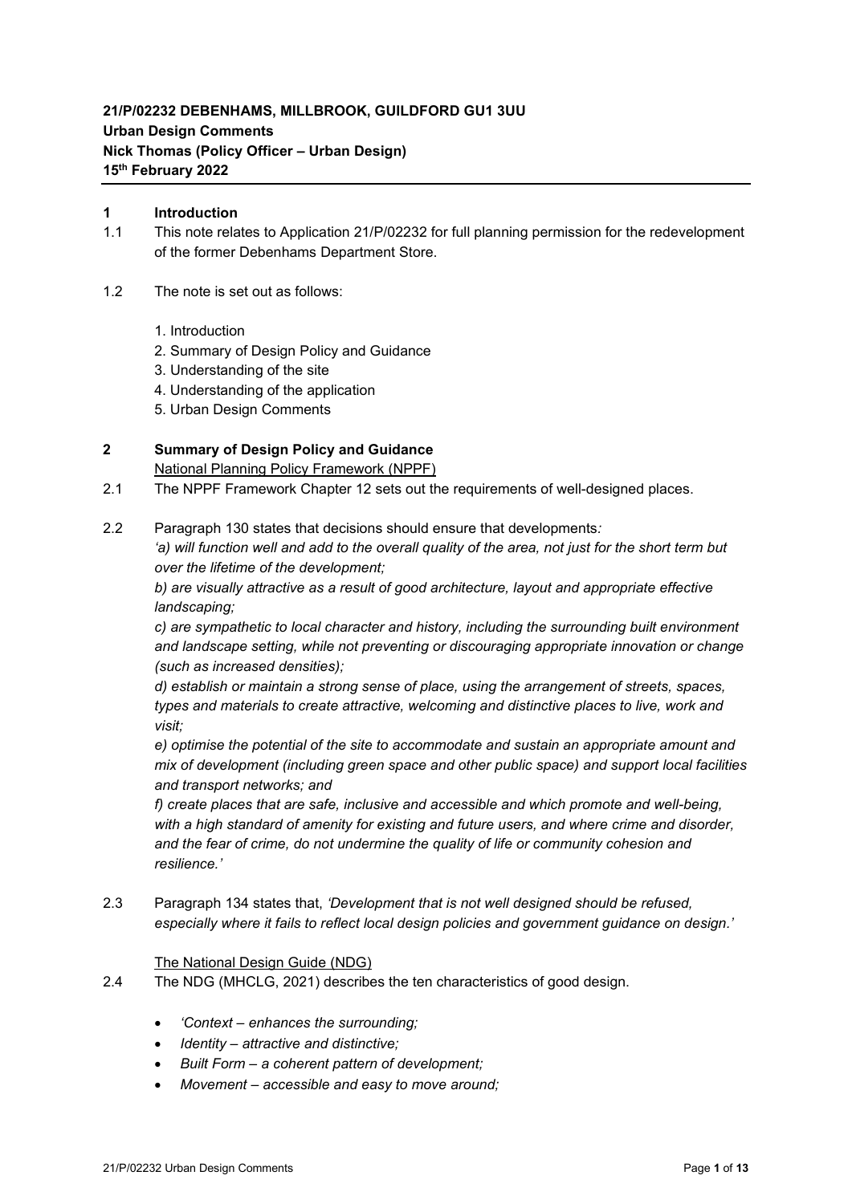**21/P/02232 DEBENHAMS, MILLBROOK, GUILDFORD GU1 3UU**
**Urban Design Comments**
**Nick Thomas (Policy Officer – Urban Design)**
**15th February 2022**

## 1 Introduction

1.1 This note relates to Application 21/P/02232 for full planning permission for the redevelopment of the former Debenhams Department Store.

1.2 The note is set out as follows:

1. Introduction
2. Summary of Design Policy and Guidance
3. Understanding of the site
4. Understanding of the application
5. Urban Design Comments

## 2 Summary of Design Policy and Guidance

National Planning Policy Framework (NPPF)

2.1 The NPPF Framework Chapter 12 sets out the requirements of well-designed places.

2.2 Paragraph 130 states that decisions should ensure that developments*:*
*'a) will function well and add to the overall quality of the area, not just for the short term but over the lifetime of the development;*
*b) are visually attractive as a result of good architecture, layout and appropriate effective landscaping;*
*c) are sympathetic to local character and history, including the surrounding built environment and landscape setting, while not preventing or discouraging appropriate innovation or change (such as increased densities);*
*d) establish or maintain a strong sense of place, using the arrangement of streets, spaces, types and materials to create attractive, welcoming and distinctive places to live, work and visit;*
*e) optimise the potential of the site to accommodate and sustain an appropriate amount and mix of development (including green space and other public space) and support local facilities and transport networks; and*
*f) create places that are safe, inclusive and accessible and which promote and well-being, with a high standard of amenity for existing and future users, and where crime and disorder, and the fear of crime, do not undermine the quality of life or community cohesion and resilience.'*

2.3 Paragraph 134 states that, *'Development that is not well designed should be refused, especially where it fails to reflect local design policies and government guidance on design.'*

The National Design Guide (NDG)

2.4 The NDG (MHCLG, 2021) describes the ten characteristics of good design.

- *'Context – enhances the surrounding;*
- *Identity – attractive and distinctive;*
- *Built Form – a coherent pattern of development;*
- *Movement – accessible and easy to move around;*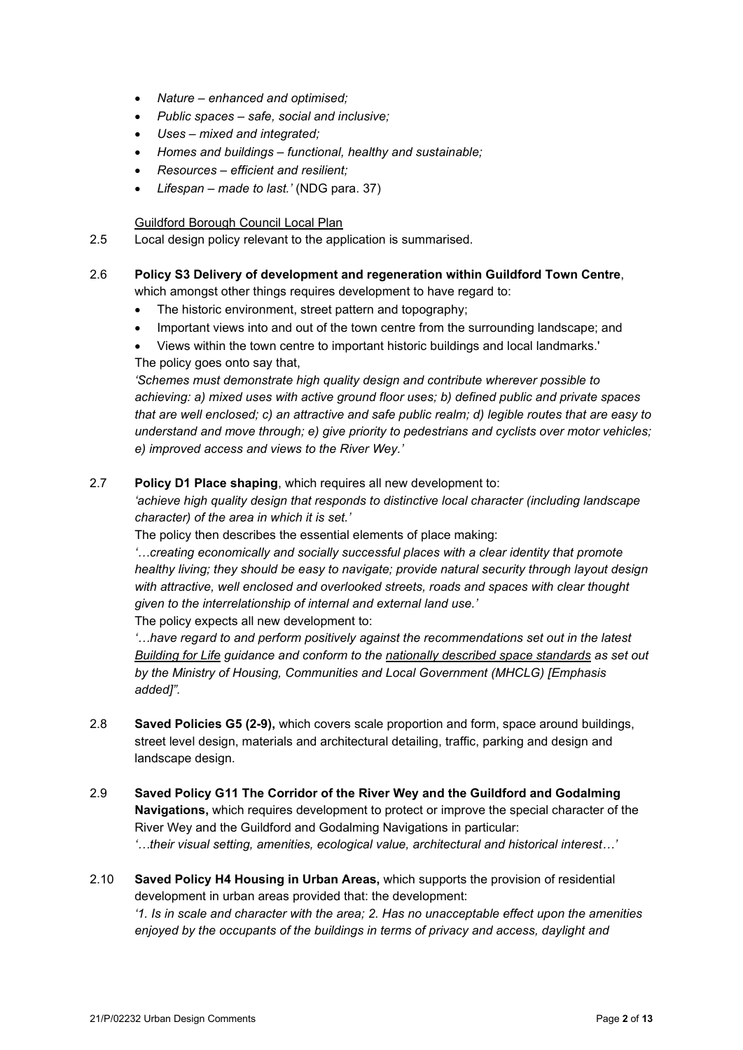- *Nature – enhanced and optimised;*
- *Public spaces – safe, social and inclusive;*
- *Uses – mixed and integrated;*
- *Homes and buildings – functional, healthy and sustainable;*
- *Resources – efficient and resilient;*
- *Lifespan – made to last.'* (NDG para. 37)

<u>Guildford Borough Council Local Plan</u>

2.5 Local design policy relevant to the application is summarised.

2.6 **Policy S3 Delivery of development and regeneration within Guildford Town Centre**, which amongst other things requires development to have regard to:

- The historic environment, street pattern and topography;
- Important views into and out of the town centre from the surrounding landscape; and
- Views within the town centre to important historic buildings and local landmarks.'

The policy goes onto say that,

*'Schemes must demonstrate high quality design and contribute wherever possible to achieving: a) mixed uses with active ground floor uses; b) defined public and private spaces that are well enclosed; c) an attractive and safe public realm; d) legible routes that are easy to understand and move through; e) give priority to pedestrians and cyclists over motor vehicles; e) improved access and views to the River Wey.'*

2.7 **Policy D1 Place shaping**, which requires all new development to:

*'achieve high quality design that responds to distinctive local character (including landscape character) of the area in which it is set.'*

The policy then describes the essential elements of place making:

*'…creating economically and socially successful places with a clear identity that promote healthy living; they should be easy to navigate; provide natural security through layout design with attractive, well enclosed and overlooked streets, roads and spaces with clear thought given to the interrelationship of internal and external land use.'*

The policy expects all new development to:

*'…have regard to and perform positively against the recommendations set out in the latest <u>Building for Life</u> guidance and conform to the <u>nationally described space standards</u> as set out by the Ministry of Housing, Communities and Local Government (MHCLG) [Emphasis added]".*

2.8 **Saved Policies G5 (2-9),** which covers scale proportion and form, space around buildings, street level design, materials and architectural detailing, traffic, parking and design and landscape design.

2.9 **Saved Policy G11 The Corridor of the River Wey and the Guildford and Godalming Navigations,** which requires development to protect or improve the special character of the River Wey and the Guildford and Godalming Navigations in particular:

*'…their visual setting, amenities, ecological value, architectural and historical interest…'*

2.10 **Saved Policy H4 Housing in Urban Areas,** which supports the provision of residential development in urban areas provided that: the development:

*'1. Is in scale and character with the area; 2. Has no unacceptable effect upon the amenities enjoyed by the occupants of the buildings in terms of privacy and access, daylight and*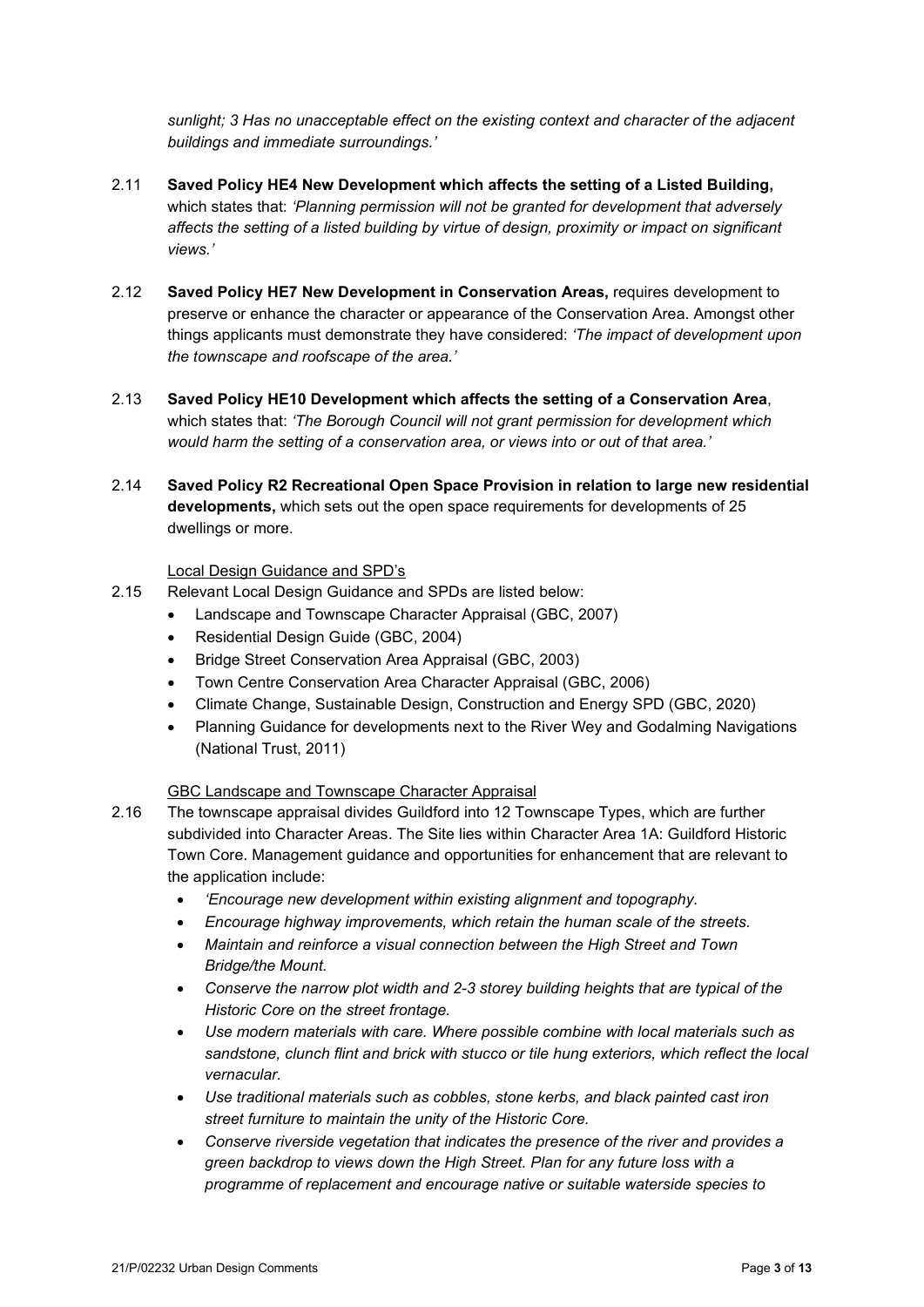*sunlight; 3 Has no unacceptable effect on the existing context and character of the adjacent buildings and immediate surroundings.'*

2.11 **Saved Policy HE4 New Development which affects the setting of a Listed Building,** which states that: *'Planning permission will not be granted for development that adversely affects the setting of a listed building by virtue of design, proximity or impact on significant views.'*

2.12 **Saved Policy HE7 New Development in Conservation Areas,** requires development to preserve or enhance the character or appearance of the Conservation Area. Amongst other things applicants must demonstrate they have considered: *'The impact of development upon the townscape and roofscape of the area.'*

2.13 **Saved Policy HE10 Development which affects the setting of a Conservation Area**, which states that: *'The Borough Council will not grant permission for development which would harm the setting of a conservation area, or views into or out of that area.'*

2.14 **Saved Policy R2 Recreational Open Space Provision in relation to large new residential developments,** which sets out the open space requirements for developments of 25 dwellings or more.

<u>Local Design Guidance and SPD's</u>

2.15 Relevant Local Design Guidance and SPDs are listed below:

- Landscape and Townscape Character Appraisal (GBC, 2007)
- Residential Design Guide (GBC, 2004)
- Bridge Street Conservation Area Appraisal (GBC, 2003)
- Town Centre Conservation Area Character Appraisal (GBC, 2006)
- Climate Change, Sustainable Design, Construction and Energy SPD (GBC, 2020)
- Planning Guidance for developments next to the River Wey and Godalming Navigations (National Trust, 2011)

<u>GBC Landscape and Townscape Character Appraisal</u>

2.16 The townscape appraisal divides Guildford into 12 Townscape Types, which are further subdivided into Character Areas. The Site lies within Character Area 1A: Guildford Historic Town Core. Management guidance and opportunities for enhancement that are relevant to the application include:

- *'Encourage new development within existing alignment and topography.*
- *Encourage highway improvements, which retain the human scale of the streets.*
- *Maintain and reinforce a visual connection between the High Street and Town Bridge/the Mount.*
- *Conserve the narrow plot width and 2-3 storey building heights that are typical of the Historic Core on the street frontage.*
- *Use modern materials with care. Where possible combine with local materials such as sandstone, clunch flint and brick with stucco or tile hung exteriors, which reflect the local vernacular.*
- *Use traditional materials such as cobbles, stone kerbs, and black painted cast iron street furniture to maintain the unity of the Historic Core.*
- *Conserve riverside vegetation that indicates the presence of the river and provides a green backdrop to views down the High Street. Plan for any future loss with a programme of replacement and encourage native or suitable waterside species to*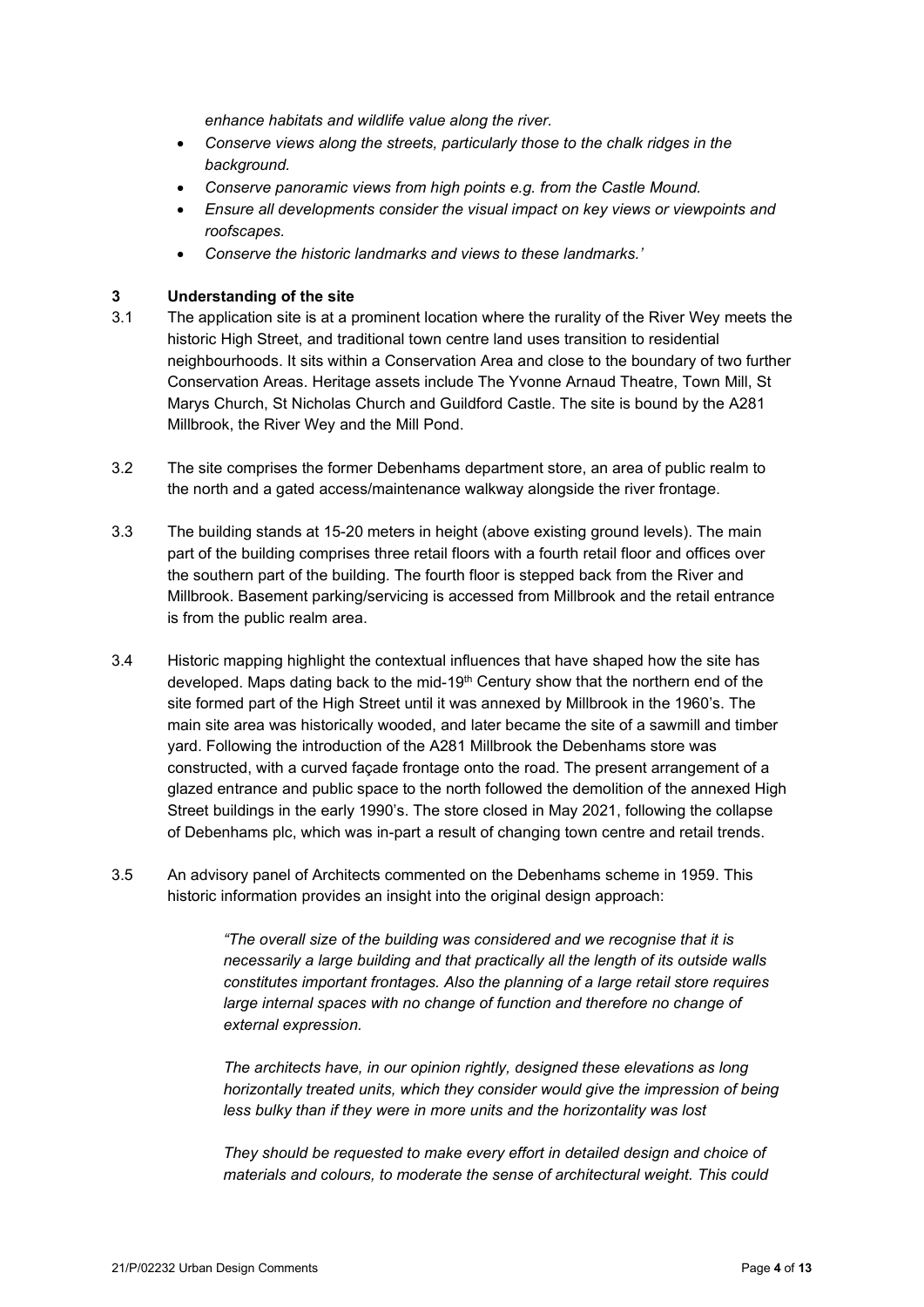*enhance habitats and wildlife value along the river.*

- *Conserve views along the streets, particularly those to the chalk ridges in the background.*
- *Conserve panoramic views from high points e.g. from the Castle Mound.*
- *Ensure all developments consider the visual impact on key views or viewpoints and roofscapes.*
- *Conserve the historic landmarks and views to these landmarks.'*

## 3 Understanding of the site

3.1 The application site is at a prominent location where the rurality of the River Wey meets the historic High Street, and traditional town centre land uses transition to residential neighbourhoods. It sits within a Conservation Area and close to the boundary of two further Conservation Areas. Heritage assets include The Yvonne Arnaud Theatre, Town Mill, St Marys Church, St Nicholas Church and Guildford Castle. The site is bound by the A281 Millbrook, the River Wey and the Mill Pond.

3.2 The site comprises the former Debenhams department store, an area of public realm to the north and a gated access/maintenance walkway alongside the river frontage.

3.3 The building stands at 15-20 meters in height (above existing ground levels). The main part of the building comprises three retail floors with a fourth retail floor and offices over the southern part of the building. The fourth floor is stepped back from the River and Millbrook. Basement parking/servicing is accessed from Millbrook and the retail entrance is from the public realm area.

3.4 Historic mapping highlight the contextual influences that have shaped how the site has developed. Maps dating back to the mid-19th Century show that the northern end of the site formed part of the High Street until it was annexed by Millbrook in the 1960's. The main site area was historically wooded, and later became the site of a sawmill and timber yard. Following the introduction of the A281 Millbrook the Debenhams store was constructed, with a curved façade frontage onto the road. The present arrangement of a glazed entrance and public space to the north followed the demolition of the annexed High Street buildings in the early 1990's. The store closed in May 2021, following the collapse of Debenhams plc, which was in-part a result of changing town centre and retail trends.

3.5 An advisory panel of Architects commented on the Debenhams scheme in 1959. This historic information provides an insight into the original design approach:

> *"The overall size of the building was considered and we recognise that it is necessarily a large building and that practically all the length of its outside walls constitutes important frontages. Also the planning of a large retail store requires large internal spaces with no change of function and therefore no change of external expression.*
>
> *The architects have, in our opinion rightly, designed these elevations as long horizontally treated units, which they consider would give the impression of being less bulky than if they were in more units and the horizontality was lost*
>
> *They should be requested to make every effort in detailed design and choice of materials and colours, to moderate the sense of architectural weight. This could*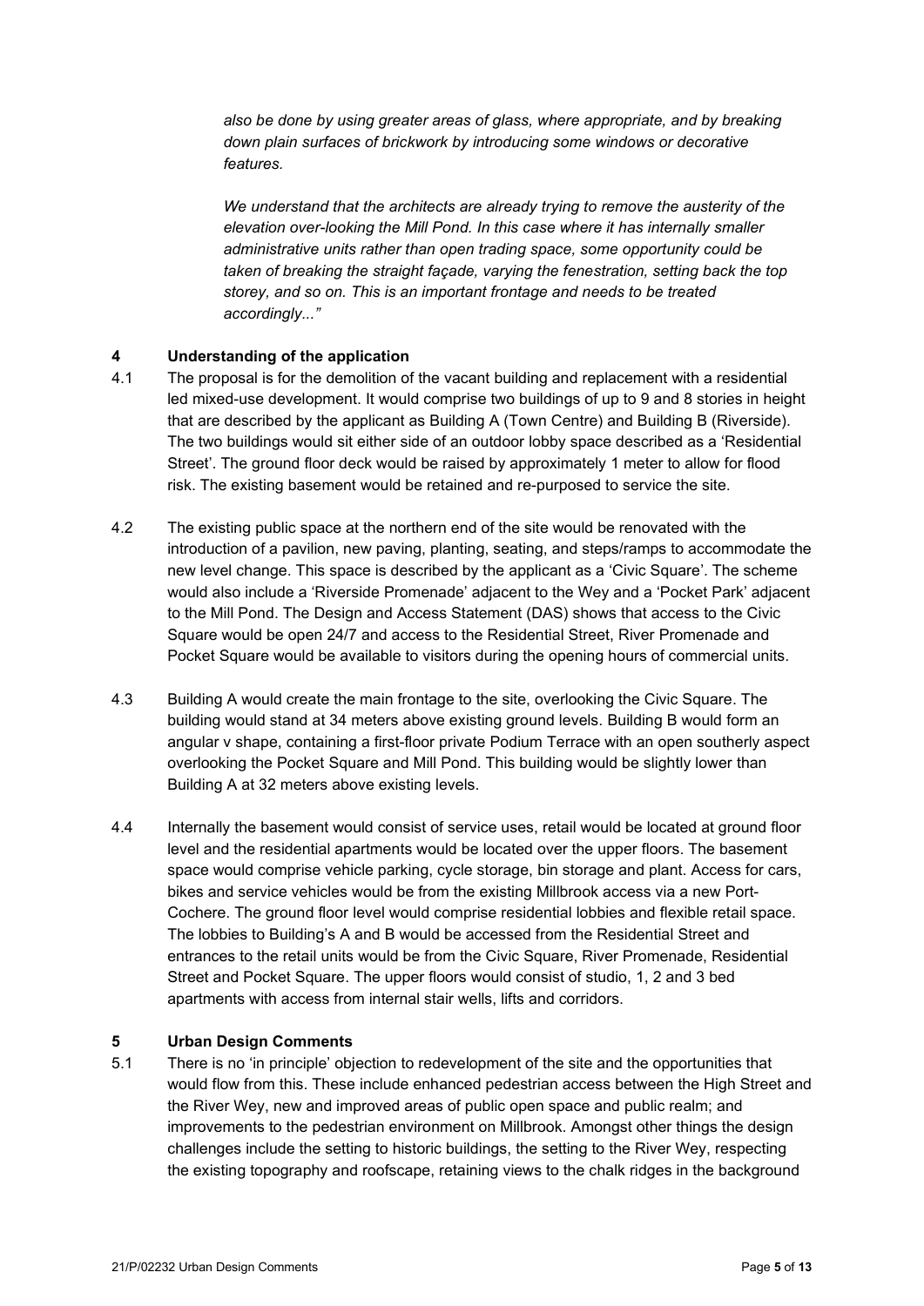*also be done by using greater areas of glass, where appropriate, and by breaking down plain surfaces of brickwork by introducing some windows or decorative features.*

*We understand that the architects are already trying to remove the austerity of the elevation over-looking the Mill Pond. In this case where it has internally smaller administrative units rather than open trading space, some opportunity could be taken of breaking the straight façade, varying the fenestration, setting back the top storey, and so on. This is an important frontage and needs to be treated accordingly..."*

## 4 Understanding of the application

4.1 The proposal is for the demolition of the vacant building and replacement with a residential led mixed-use development. It would comprise two buildings of up to 9 and 8 stories in height that are described by the applicant as Building A (Town Centre) and Building B (Riverside). The two buildings would sit either side of an outdoor lobby space described as a 'Residential Street'. The ground floor deck would be raised by approximately 1 meter to allow for flood risk. The existing basement would be retained and re-purposed to service the site.

4.2 The existing public space at the northern end of the site would be renovated with the introduction of a pavilion, new paving, planting, seating, and steps/ramps to accommodate the new level change. This space is described by the applicant as a 'Civic Square'. The scheme would also include a 'Riverside Promenade' adjacent to the Wey and a 'Pocket Park' adjacent to the Mill Pond. The Design and Access Statement (DAS) shows that access to the Civic Square would be open 24/7 and access to the Residential Street, River Promenade and Pocket Square would be available to visitors during the opening hours of commercial units.

4.3 Building A would create the main frontage to the site, overlooking the Civic Square. The building would stand at 34 meters above existing ground levels. Building B would form an angular v shape, containing a first-floor private Podium Terrace with an open southerly aspect overlooking the Pocket Square and Mill Pond. This building would be slightly lower than Building A at 32 meters above existing levels.

4.4 Internally the basement would consist of service uses, retail would be located at ground floor level and the residential apartments would be located over the upper floors. The basement space would comprise vehicle parking, cycle storage, bin storage and plant. Access for cars, bikes and service vehicles would be from the existing Millbrook access via a new Port-Cochere. The ground floor level would comprise residential lobbies and flexible retail space. The lobbies to Building's A and B would be accessed from the Residential Street and entrances to the retail units would be from the Civic Square, River Promenade, Residential Street and Pocket Square. The upper floors would consist of studio, 1, 2 and 3 bed apartments with access from internal stair wells, lifts and corridors.

## 5 Urban Design Comments

5.1 There is no 'in principle' objection to redevelopment of the site and the opportunities that would flow from this. These include enhanced pedestrian access between the High Street and the River Wey, new and improved areas of public open space and public realm; and improvements to the pedestrian environment on Millbrook. Amongst other things the design challenges include the setting to historic buildings, the setting to the River Wey, respecting the existing topography and roofscape, retaining views to the chalk ridges in the background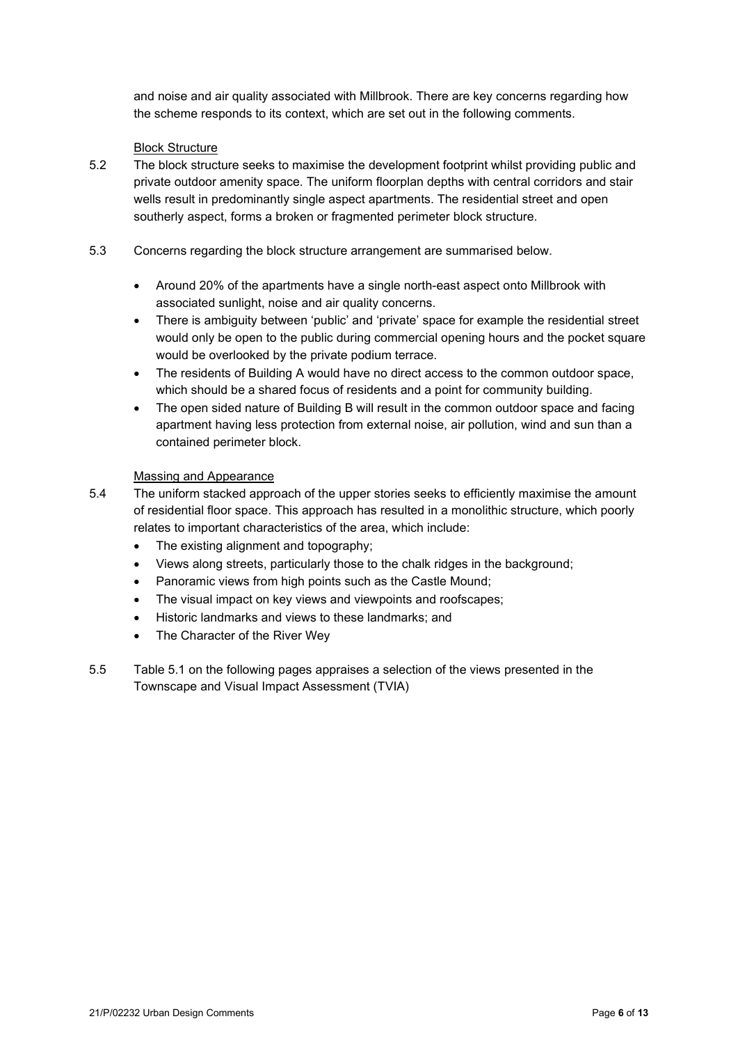and noise and air quality associated with Millbrook. There are key concerns regarding how the scheme responds to its context, which are set out in the following comments.

Block Structure

5.2 The block structure seeks to maximise the development footprint whilst providing public and private outdoor amenity space. The uniform floorplan depths with central corridors and stair wells result in predominantly single aspect apartments. The residential street and open southerly aspect, forms a broken or fragmented perimeter block structure.

5.3 Concerns regarding the block structure arrangement are summarised below.

- Around 20% of the apartments have a single north-east aspect onto Millbrook with associated sunlight, noise and air quality concerns.
- There is ambiguity between 'public' and 'private' space for example the residential street would only be open to the public during commercial opening hours and the pocket square would be overlooked by the private podium terrace.
- The residents of Building A would have no direct access to the common outdoor space, which should be a shared focus of residents and a point for community building.
- The open sided nature of Building B will result in the common outdoor space and facing apartment having less protection from external noise, air pollution, wind and sun than a contained perimeter block.

Massing and Appearance

5.4 The uniform stacked approach of the upper stories seeks to efficiently maximise the amount of residential floor space. This approach has resulted in a monolithic structure, which poorly relates to important characteristics of the area, which include:

- The existing alignment and topography;
- Views along streets, particularly those to the chalk ridges in the background;
- Panoramic views from high points such as the Castle Mound;
- The visual impact on key views and viewpoints and roofscapes;
- Historic landmarks and views to these landmarks; and
- The Character of the River Wey

5.5 Table 5.1 on the following pages appraises a selection of the views presented in the Townscape and Visual Impact Assessment (TVIA)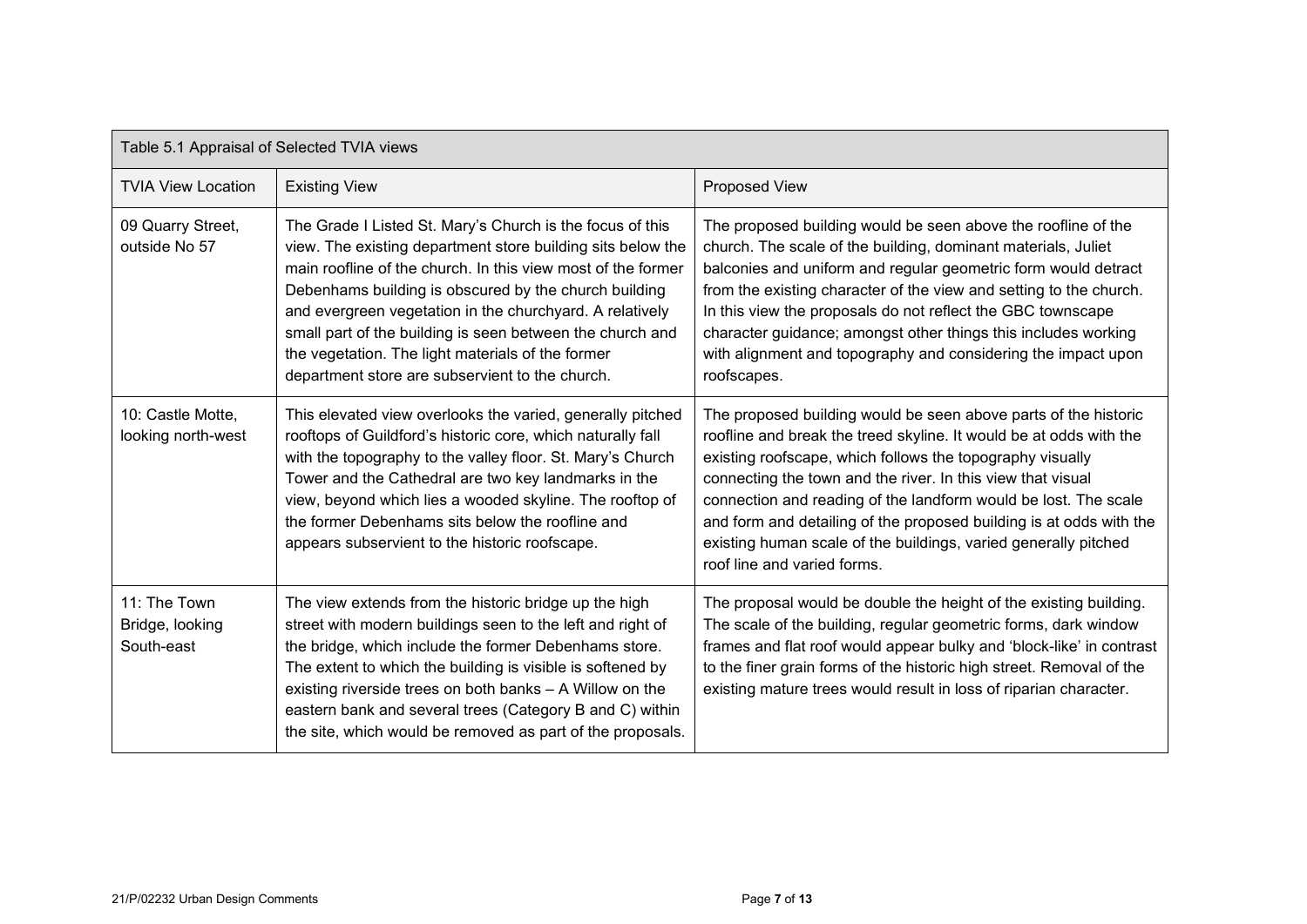| Table 5.1 Appraisal of Selected TVIA views | | |
|---|---|---|
| TVIA View Location | Existing View | Proposed View |
| 09 Quarry Street, outside No 57 | The Grade I Listed St. Mary's Church is the focus of this view. The existing department store building sits below the main roofline of the church. In this view most of the former Debenhams building is obscured by the church building and evergreen vegetation in the churchyard. A relatively small part of the building is seen between the church and the vegetation. The light materials of the former department store are subservient to the church. | The proposed building would be seen above the roofline of the church. The scale of the building, dominant materials, Juliet balconies and uniform and regular geometric form would detract from the existing character of the view and setting to the church. In this view the proposals do not reflect the GBC townscape character guidance; amongst other things this includes working with alignment and topography and considering the impact upon roofscapes. |
| 10: Castle Motte, looking north-west | This elevated view overlooks the varied, generally pitched rooftops of Guildford's historic core, which naturally fall with the topography to the valley floor. St. Mary's Church Tower and the Cathedral are two key landmarks in the view, beyond which lies a wooded skyline. The rooftop of the former Debenhams sits below the roofline and appears subservient to the historic roofscape. | The proposed building would be seen above parts of the historic roofline and break the treed skyline. It would be at odds with the existing roofscape, which follows the topography visually connecting the town and the river. In this view that visual connection and reading of the landform would be lost. The scale and form and detailing of the proposed building is at odds with the existing human scale of the buildings, varied generally pitched roof line and varied forms. |
| 11: The Town Bridge, looking South-east | The view extends from the historic bridge up the high street with modern buildings seen to the left and right of the bridge, which include the former Debenhams store. The extent to which the building is visible is softened by existing riverside trees on both banks – A Willow on the eastern bank and several trees (Category B and C) within the site, which would be removed as part of the proposals. | The proposal would be double the height of the existing building. The scale of the building, regular geometric forms, dark window frames and flat roof would appear bulky and 'block-like' in contrast to the finer grain forms of the historic high street. Removal of the existing mature trees would result in loss of riparian character. |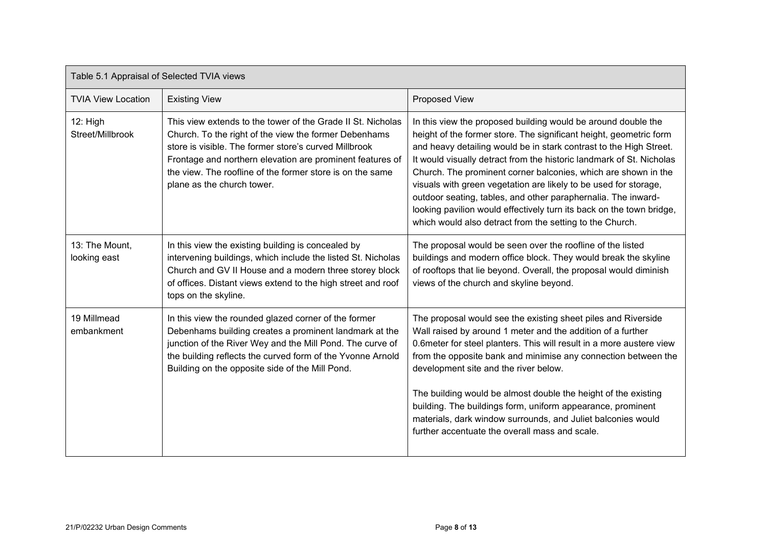| Table 5.1 Appraisal of Selected TVIA views | | |
|---|---|---|
| TVIA View Location | Existing View | Proposed View |
| 12: High Street/Millbrook | This view extends to the tower of the Grade II St. Nicholas Church. To the right of the view the former Debenhams store is visible. The former store's curved Millbrook Frontage and northern elevation are prominent features of the view. The roofline of the former store is on the same plane as the church tower. | In this view the proposed building would be around double the height of the former store. The significant height, geometric form and heavy detailing would be in stark contrast to the High Street. It would visually detract from the historic landmark of St. Nicholas Church. The prominent corner balconies, which are shown in the visuals with green vegetation are likely to be used for storage, outdoor seating, tables, and other paraphernalia. The inward-looking pavilion would effectively turn its back on the town bridge, which would also detract from the setting to the Church. |
| 13: The Mount, looking east | In this view the existing building is concealed by intervening buildings, which include the listed St. Nicholas Church and GV II House and a modern three storey block of offices. Distant views extend to the high street and roof tops on the skyline. | The proposal would be seen over the roofline of the listed buildings and modern office block. They would break the skyline of rooftops that lie beyond. Overall, the proposal would diminish views of the church and skyline beyond. |
| 19 Millmead embankment | In this view the rounded glazed corner of the former Debenhams building creates a prominent landmark at the junction of the River Wey and the Mill Pond. The curve of the building reflects the curved form of the Yvonne Arnold Building on the opposite side of the Mill Pond. | The proposal would see the existing sheet piles and Riverside Wall raised by around 1 meter and the addition of a further 0.6meter for steel planters. This will result in a more austere view from the opposite bank and minimise any connection between the development site and the river below.<br><br>The building would be almost double the height of the existing building. The buildings form, uniform appearance, prominent materials, dark window surrounds, and Juliet balconies would further accentuate the overall mass and scale. |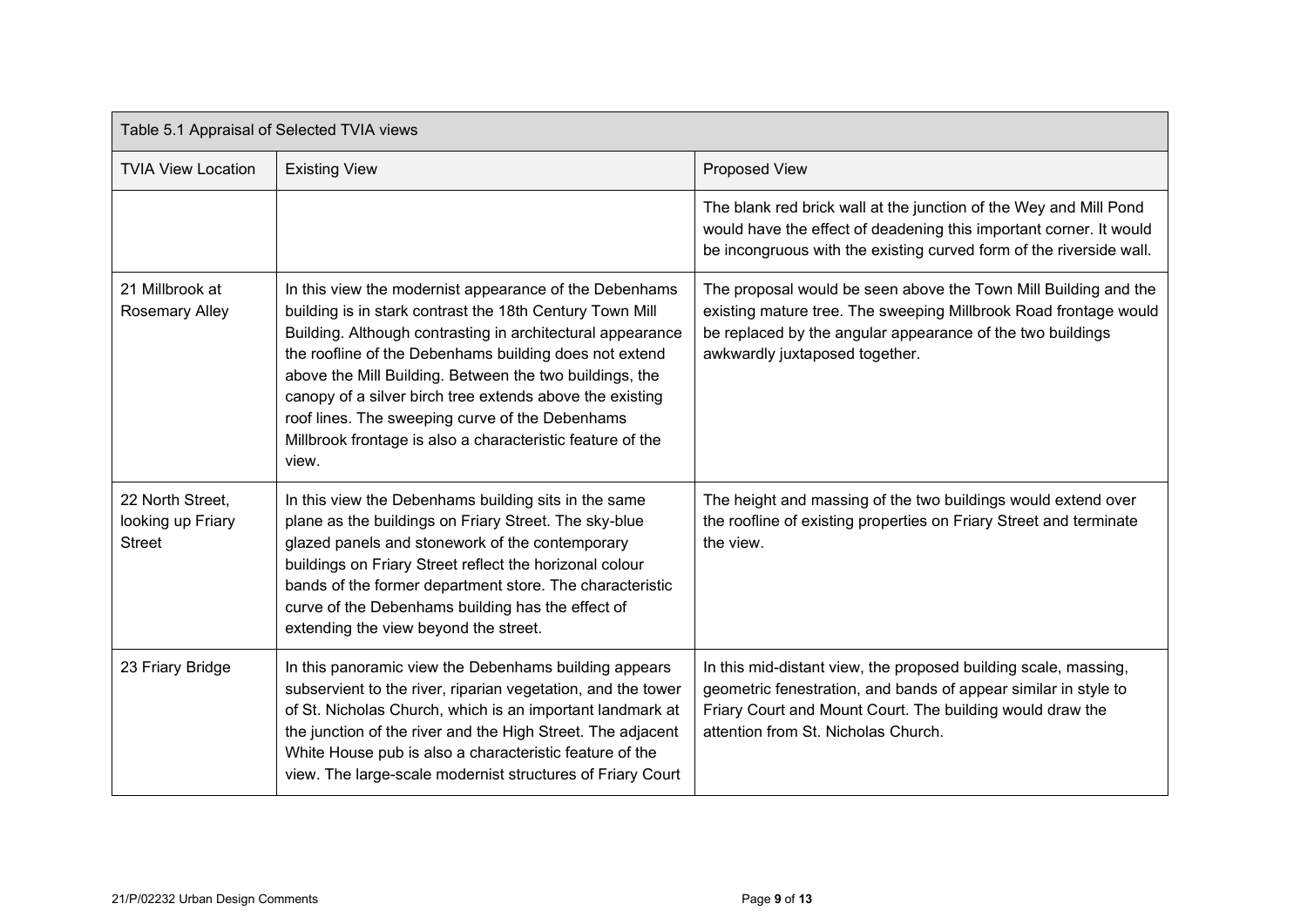| Table 5.1 Appraisal of Selected TVIA views | | |
|---|---|---|
| TVIA View Location | Existing View | Proposed View |
| | | The blank red brick wall at the junction of the Wey and Mill Pond would have the effect of deadening this important corner. It would be incongruous with the existing curved form of the riverside wall. |
| 21 Millbrook at Rosemary Alley | In this view the modernist appearance of the Debenhams building is in stark contrast the 18th Century Town Mill Building. Although contrasting in architectural appearance the roofline of the Debenhams building does not extend above the Mill Building. Between the two buildings, the canopy of a silver birch tree extends above the existing roof lines. The sweeping curve of the Debenhams Millbrook frontage is also a characteristic feature of the view. | The proposal would be seen above the Town Mill Building and the existing mature tree. The sweeping Millbrook Road frontage would be replaced by the angular appearance of the two buildings awkwardly juxtaposed together. |
| 22 North Street, looking up Friary Street | In this view the Debenhams building sits in the same plane as the buildings on Friary Street. The sky-blue glazed panels and stonework of the contemporary buildings on Friary Street reflect the horizonal colour bands of the former department store. The characteristic curve of the Debenhams building has the effect of extending the view beyond the street. | The height and massing of the two buildings would extend over the roofline of existing properties on Friary Street and terminate the view. |
| 23 Friary Bridge | In this panoramic view the Debenhams building appears subservient to the river, riparian vegetation, and the tower of St. Nicholas Church, which is an important landmark at the junction of the river and the High Street. The adjacent White House pub is also a characteristic feature of the view. The large-scale modernist structures of Friary Court | In this mid-distant view, the proposed building scale, massing, geometric fenestration, and bands of appear similar in style to Friary Court and Mount Court. The building would draw the attention from St. Nicholas Church. |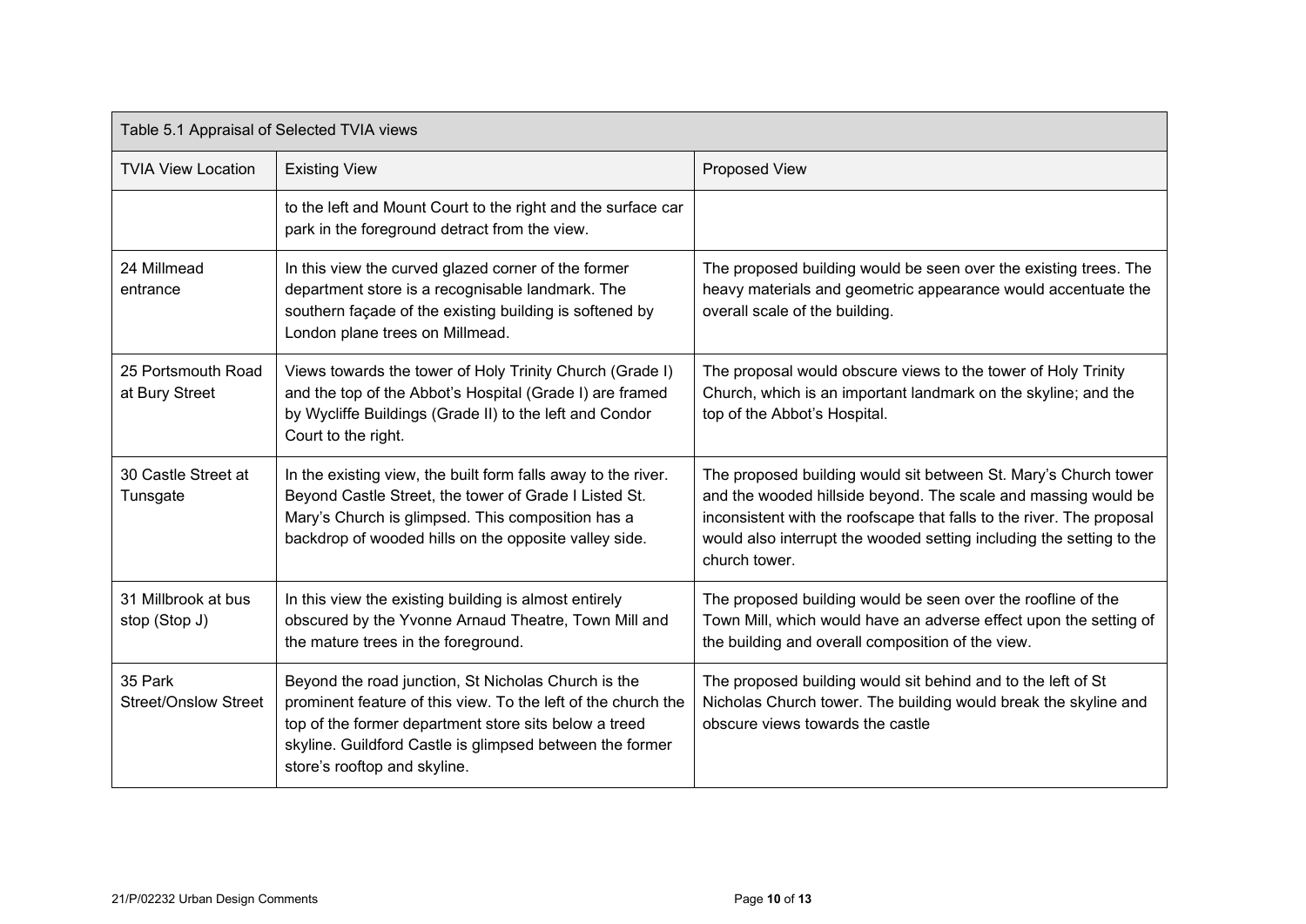| Table 5.1 Appraisal of Selected TVIA views | | |
|---|---|---|
| TVIA View Location | Existing View | Proposed View |
| | to the left and Mount Court to the right and the surface car park in the foreground detract from the view. | |
| 24 Millmead entrance | In this view the curved glazed corner of the former department store is a recognisable landmark. The southern façade of the existing building is softened by London plane trees on Millmead. | The proposed building would be seen over the existing trees. The heavy materials and geometric appearance would accentuate the overall scale of the building. |
| 25 Portsmouth Road at Bury Street | Views towards the tower of Holy Trinity Church (Grade I) and the top of the Abbot's Hospital (Grade I) are framed by Wycliffe Buildings (Grade II) to the left and Condor Court to the right. | The proposal would obscure views to the tower of Holy Trinity Church, which is an important landmark on the skyline; and the top of the Abbot's Hospital. |
| 30 Castle Street at Tunsgate | In the existing view, the built form falls away to the river. Beyond Castle Street, the tower of Grade I Listed St. Mary's Church is glimpsed. This composition has a backdrop of wooded hills on the opposite valley side. | The proposed building would sit between St. Mary's Church tower and the wooded hillside beyond. The scale and massing would be inconsistent with the roofscape that falls to the river. The proposal would also interrupt the wooded setting including the setting to the church tower. |
| 31 Millbrook at bus stop (Stop J) | In this view the existing building is almost entirely obscured by the Yvonne Arnaud Theatre, Town Mill and the mature trees in the foreground. | The proposed building would be seen over the roofline of the Town Mill, which would have an adverse effect upon the setting of the building and overall composition of the view. |
| 35 Park Street/Onslow Street | Beyond the road junction, St Nicholas Church is the prominent feature of this view. To the left of the church the top of the former department store sits below a treed skyline. Guildford Castle is glimpsed between the former store's rooftop and skyline. | The proposed building would sit behind and to the left of St Nicholas Church tower. The building would break the skyline and obscure views towards the castle |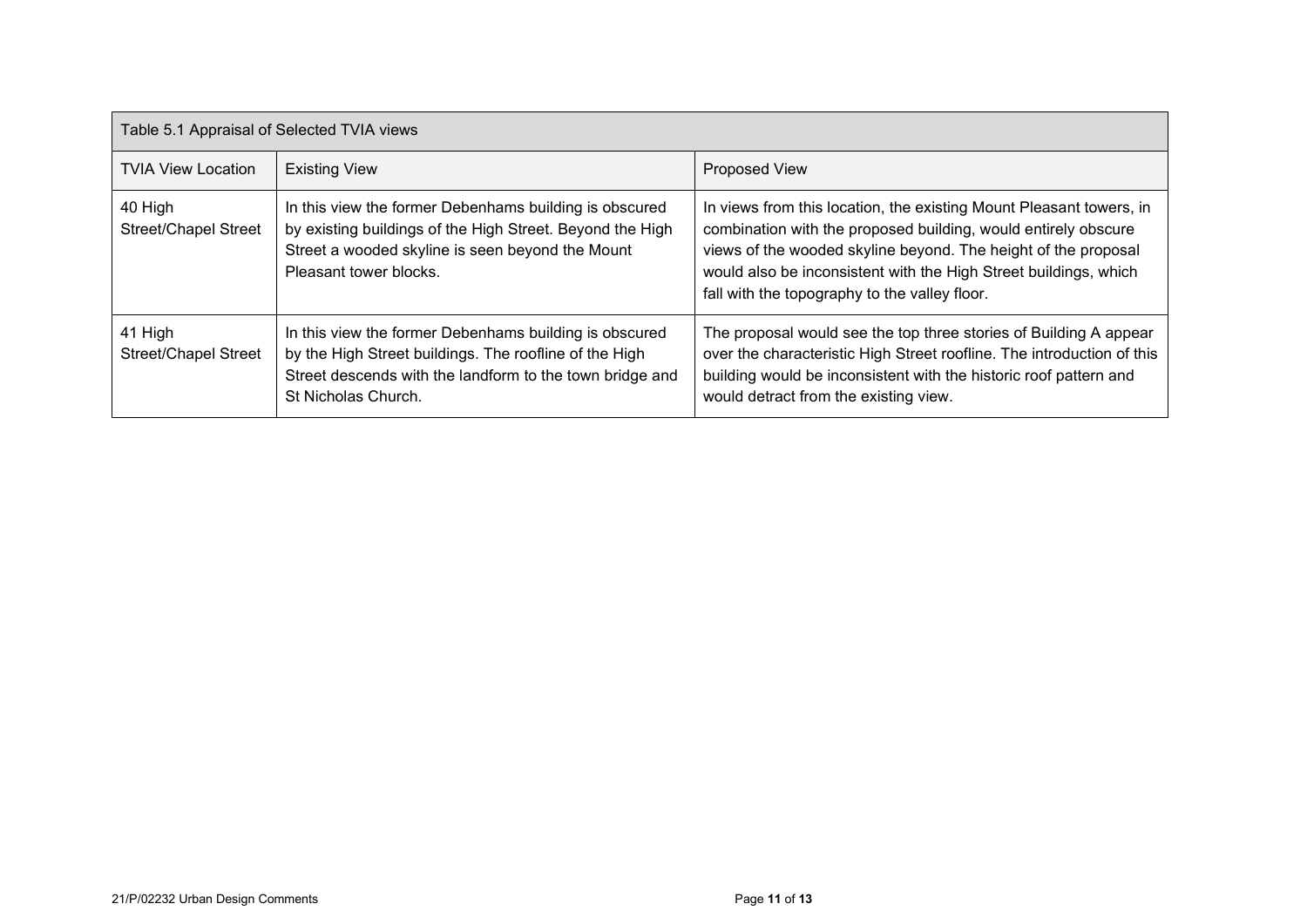| Table 5.1 Appraisal of Selected TVIA views | | |
|---|---|---|
| TVIA View Location | Existing View | Proposed View |
| 40 High Street/Chapel Street | In this view the former Debenhams building is obscured by existing buildings of the High Street. Beyond the High Street a wooded skyline is seen beyond the Mount Pleasant tower blocks. | In views from this location, the existing Mount Pleasant towers, in combination with the proposed building, would entirely obscure views of the wooded skyline beyond. The height of the proposal would also be inconsistent with the High Street buildings, which fall with the topography to the valley floor. |
| 41 High Street/Chapel Street | In this view the former Debenhams building is obscured by the High Street buildings. The roofline of the High Street descends with the landform to the town bridge and St Nicholas Church. | The proposal would see the top three stories of Building A appear over the characteristic High Street roofline. The introduction of this building would be inconsistent with the historic roof pattern and would detract from the existing view. |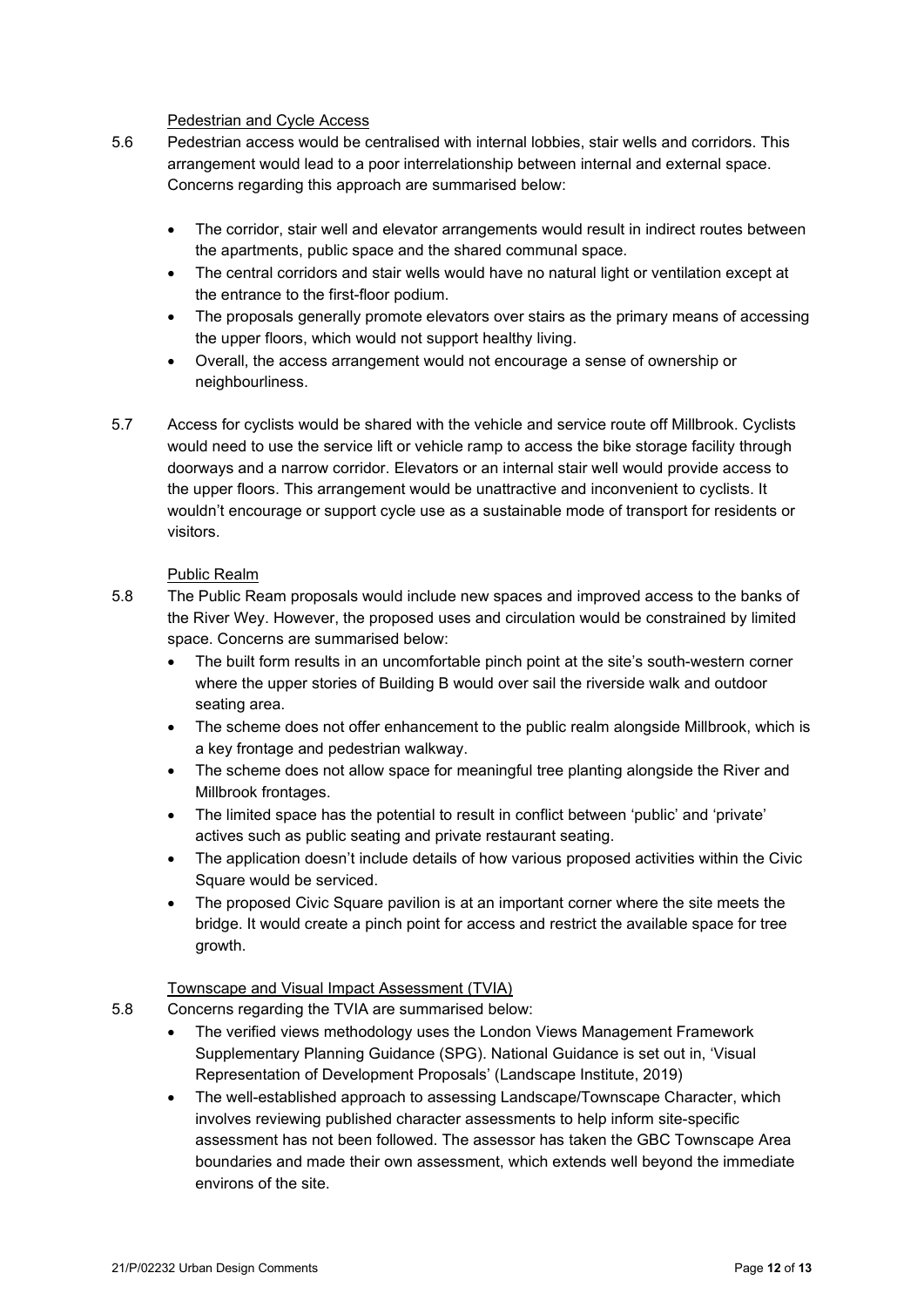Pedestrian and Cycle Access

5.6 Pedestrian access would be centralised with internal lobbies, stair wells and corridors. This arrangement would lead to a poor interrelationship between internal and external space. Concerns regarding this approach are summarised below:

- The corridor, stair well and elevator arrangements would result in indirect routes between the apartments, public space and the shared communal space.
- The central corridors and stair wells would have no natural light or ventilation except at the entrance to the first-floor podium.
- The proposals generally promote elevators over stairs as the primary means of accessing the upper floors, which would not support healthy living.
- Overall, the access arrangement would not encourage a sense of ownership or neighbourliness.

5.7 Access for cyclists would be shared with the vehicle and service route off Millbrook. Cyclists would need to use the service lift or vehicle ramp to access the bike storage facility through doorways and a narrow corridor. Elevators or an internal stair well would provide access to the upper floors. This arrangement would be unattractive and inconvenient to cyclists. It wouldn't encourage or support cycle use as a sustainable mode of transport for residents or visitors.

Public Realm

5.8 The Public Ream proposals would include new spaces and improved access to the banks of the River Wey. However, the proposed uses and circulation would be constrained by limited space. Concerns are summarised below:

- The built form results in an uncomfortable pinch point at the site's south-western corner where the upper stories of Building B would over sail the riverside walk and outdoor seating area.
- The scheme does not offer enhancement to the public realm alongside Millbrook, which is a key frontage and pedestrian walkway.
- The scheme does not allow space for meaningful tree planting alongside the River and Millbrook frontages.
- The limited space has the potential to result in conflict between 'public' and 'private' actives such as public seating and private restaurant seating.
- The application doesn't include details of how various proposed activities within the Civic Square would be serviced.
- The proposed Civic Square pavilion is at an important corner where the site meets the bridge. It would create a pinch point for access and restrict the available space for tree growth.

Townscape and Visual Impact Assessment (TVIA)

5.8 Concerns regarding the TVIA are summarised below:

- The verified views methodology uses the London Views Management Framework Supplementary Planning Guidance (SPG). National Guidance is set out in, 'Visual Representation of Development Proposals' (Landscape Institute, 2019)
- The well-established approach to assessing Landscape/Townscape Character, which involves reviewing published character assessments to help inform site-specific assessment has not been followed. The assessor has taken the GBC Townscape Area boundaries and made their own assessment, which extends well beyond the immediate environs of the site.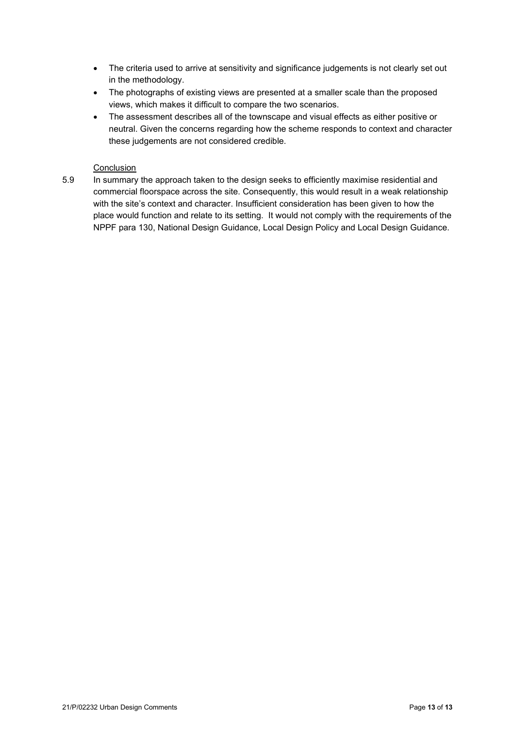- The criteria used to arrive at sensitivity and significance judgements is not clearly set out in the methodology.
- The photographs of existing views are presented at a smaller scale than the proposed views, which makes it difficult to compare the two scenarios.
- The assessment describes all of the townscape and visual effects as either positive or neutral. Given the concerns regarding how the scheme responds to context and character these judgements are not considered credible.

<u>Conclusion</u>

5.9 In summary the approach taken to the design seeks to efficiently maximise residential and commercial floorspace across the site. Consequently, this would result in a weak relationship with the site's context and character. Insufficient consideration has been given to how the place would function and relate to its setting. It would not comply with the requirements of the NPPF para 130, National Design Guidance, Local Design Policy and Local Design Guidance.